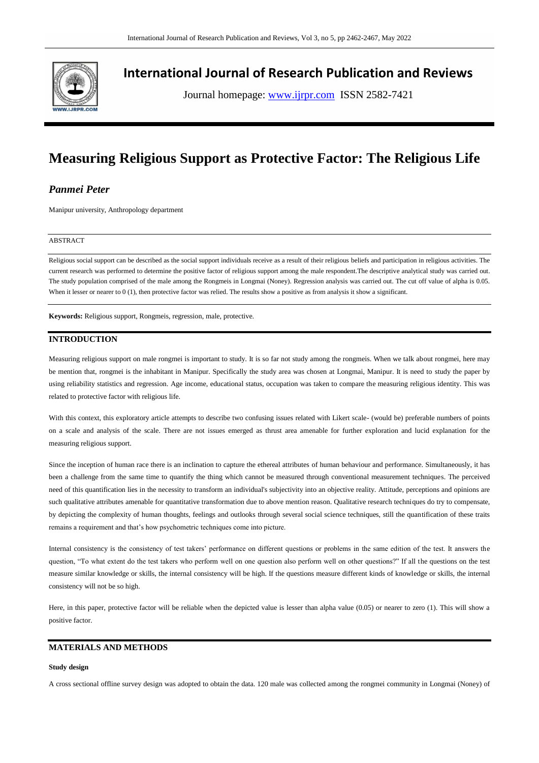# International Journal of Research Publication and Reviews

Journal homepage: www.ijrpr.com ISSN 2582-7421

# Measuring Religious Support as Protective Factor: The Religious Life

***Panmei Peter***

Manipur university, Anthropology department

ABSTRACT

Religious social support can be described as the social support individuals receive as a result of their religious beliefs and participation in religious activities. The current research was performed to determine the positive factor of religious support among the male respondent.The descriptive analytical study was carried out. The study population comprised of the male among the Rongmeis in Longmai (Noney). Regression analysis was carried out. The cut off value of alpha is 0.05. When it lesser or nearer to 0 (1), then protective factor was relied. The results show a positive as from analysis it show a significant.

**Keywords:** Religious support, Rongmeis, regression, male, protective.

## INTRODUCTION

Measuring religious support on male rongmei is important to study. It is so far not study among the rongmeis. When we talk about rongmei, here may be mention that, rongmei is the inhabitant in Manipur. Specifically the study area was chosen at Longmai, Manipur. It is need to study the paper by using reliability statistics and regression. Age income, educational status, occupation was taken to compare the measuring religious identity. This was related to protective factor with religious life.

With this context, this exploratory article attempts to describe two confusing issues related with Likert scale- (would be) preferable numbers of points on a scale and analysis of the scale. There are not issues emerged as thrust area amenable for further exploration and lucid explanation for the measuring religious support.

Since the inception of human race there is an inclination to capture the ethereal attributes of human behaviour and performance. Simultaneously, it has been a challenge from the same time to quantify the thing which cannot be measured through conventional measurement techniques. The perceived need of this quantification lies in the necessity to transform an individual's subjectivity into an objective reality. Attitude, perceptions and opinions are such qualitative attributes amenable for quantitative transformation due to above mention reason. Qualitative research techniques do try to compensate, by depicting the complexity of human thoughts, feelings and outlooks through several social science techniques, still the quantification of these traits remains a requirement and that's how psychometric techniques come into picture.

Internal consistency is the consistency of test takers' performance on different questions or problems in the same edition of the test. It answers the question, "To what extent do the test takers who perform well on one question also perform well on other questions?" If all the questions on the test measure similar knowledge or skills, the internal consistency will be high. If the questions measure different kinds of knowledge or skills, the internal consistency will not be so high.

Here, in this paper, protective factor will be reliable when the depicted value is lesser than alpha value (0.05) or nearer to zero (1). This will show a positive factor.

## MATERIALS AND METHODS

### Study design

A cross sectional offline survey design was adopted to obtain the data. 120 male was collected among the rongmei community in Longmai (Noney) of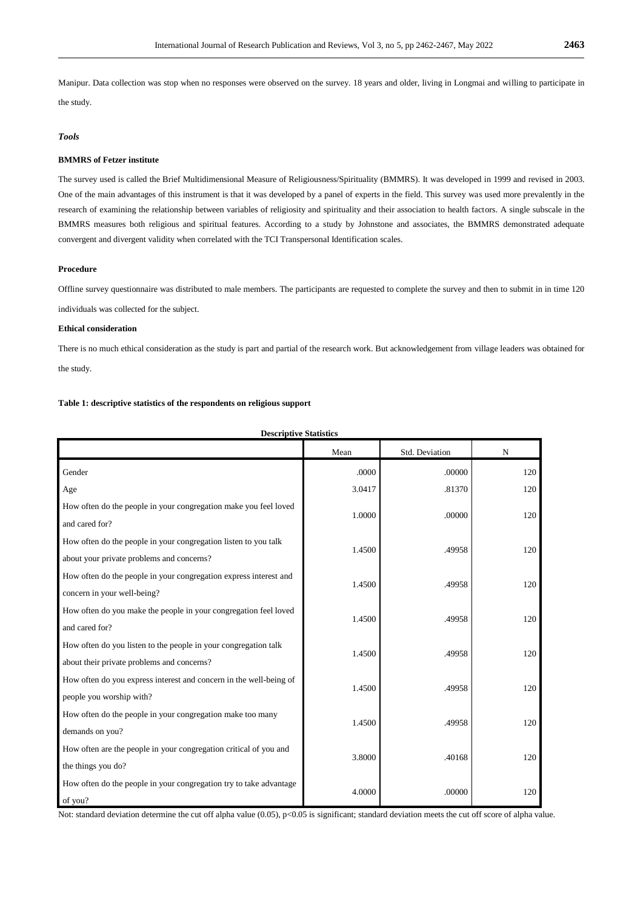Manipur. Data collection was stop when no responses were observed on the survey. 18 years and older, living in Longmai and willing to participate in the study.

### *Tools*

#### BMMRS of Fetzer institute

The survey used is called the Brief Multidimensional Measure of Religiousness/Spirituality (BMMRS). It was developed in 1999 and revised in 2003. One of the main advantages of this instrument is that it was developed by a panel of experts in the field. This survey was used more prevalently in the research of examining the relationship between variables of religiosity and spirituality and their association to health factors. A single subscale in the BMMRS measures both religious and spiritual features. According to a study by Johnstone and associates, the BMMRS demonstrated adequate convergent and divergent validity when correlated with the TCI Transpersonal Identification scales.

#### Procedure

Offline survey questionnaire was distributed to male members. The participants are requested to complete the survey and then to submit in in time 120 individuals was collected for the subject.

#### Ethical consideration

There is no much ethical consideration as the study is part and partial of the research work. But acknowledgement from village leaders was obtained for the study.

**Table 1: descriptive statistics of the respondents on religious support**

**Descriptive Statistics**

| | Mean | Std. Deviation | N |
|---|---|---|---|
| Gender | .0000 | .00000 | 120 |
| Age | 3.0417 | .81370 | 120 |
| How often do the people in your congregation make you feel loved and cared for? | 1.0000 | .00000 | 120 |
| How often do the people in your congregation listen to you talk about your private problems and concerns? | 1.4500 | .49958 | 120 |
| How often do the people in your congregation express interest and concern in your well-being? | 1.4500 | .49958 | 120 |
| How often do you make the people in your congregation feel loved and cared for? | 1.4500 | .49958 | 120 |
| How often do you listen to the people in your congregation talk about their private problems and concerns? | 1.4500 | .49958 | 120 |
| How often do you express interest and concern in the well-being of people you worship with? | 1.4500 | .49958 | 120 |
| How often do the people in your congregation make too many demands on you? | 1.4500 | .49958 | 120 |
| How often are the people in your congregation critical of you and the things you do? | 3.8000 | .40168 | 120 |
| How often do the people in your congregation try to take advantage of you? | 4.0000 | .00000 | 120 |

Not: standard deviation determine the cut off alpha value (0.05), $p<0.05$ is significant; standard deviation meets the cut off score of alpha value.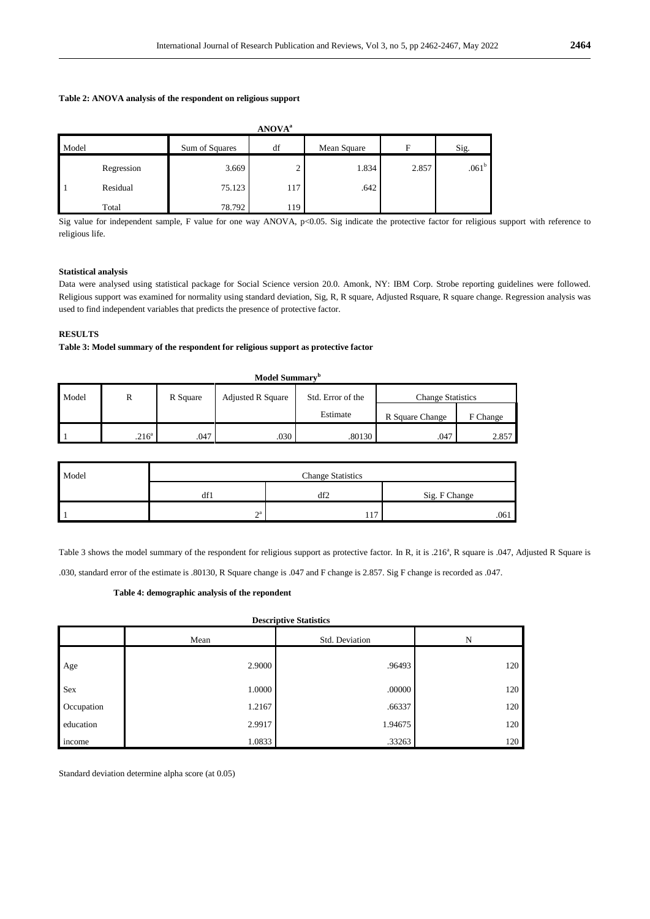**Table 2: ANOVA analysis of the respondent on religious support**

**ANOVA[a]**

| Model | | Sum of Squares | df | Mean Square | F | Sig. |
|---|---|---|---|---|---|---|
| 1 | Regression | 3.669 | 2 | 1.834 | 2.857 | .061[b] |
| | Residual | 75.123 | 117 | .642 | | |
| | Total | 78.792 | 119 | | | |

Sig value for independent sample, F value for one way ANOVA, $p<0.05$. Sig indicate the protective factor for religious support with reference to religious life.

**Statistical analysis**

Data were analysed using statistical package for Social Science version 20.0. Amonk, NY: IBM Corp. Strobe reporting guidelines were followed. Religious support was examined for normality using standard deviation, Sig, R, R square, Adjusted Rsquare, R square change. Regression analysis was used to find independent variables that predicts the presence of protective factor.

**RESULTS**

**Table 3: Model summary of the respondent for religious support as protective factor**

**Model Summary[b]**

| Model | R | R Square | Adjusted R Square | Std. Error of the Estimate | Change Statistics | | | | |
|---|---|---|---|---|---|---|---|---|---|
| | | | | | R Square Change | F Change | df1 | df2 | Sig. F Change |
| 1 | .216[a] | .047 | .030 | .80130 | .047 | 2.857 | 2[a] | 117 | .061 |

Table 3 shows the model summary of the respondent for religious support as protective factor. In R, it is .216[a], R square is .047, Adjusted R Square is .030, standard error of the estimate is .80130, R Square change is .047 and F change is 2.857. Sig F change is recorded as .047.

**Table 4: demographic analysis of the repondent**

**Descriptive Statistics**

| | Mean | Std. Deviation | N |
|---|---|---|---|
| Age | 2.9000 | .96493 | 120 |
| Sex | 1.0000 | .00000 | 120 |
| Occupation | 1.2167 | .66337 | 120 |
| education | 2.9917 | 1.94675 | 120 |
| income | 1.0833 | .33263 | 120 |

Standard deviation determine alpha score (at 0.05)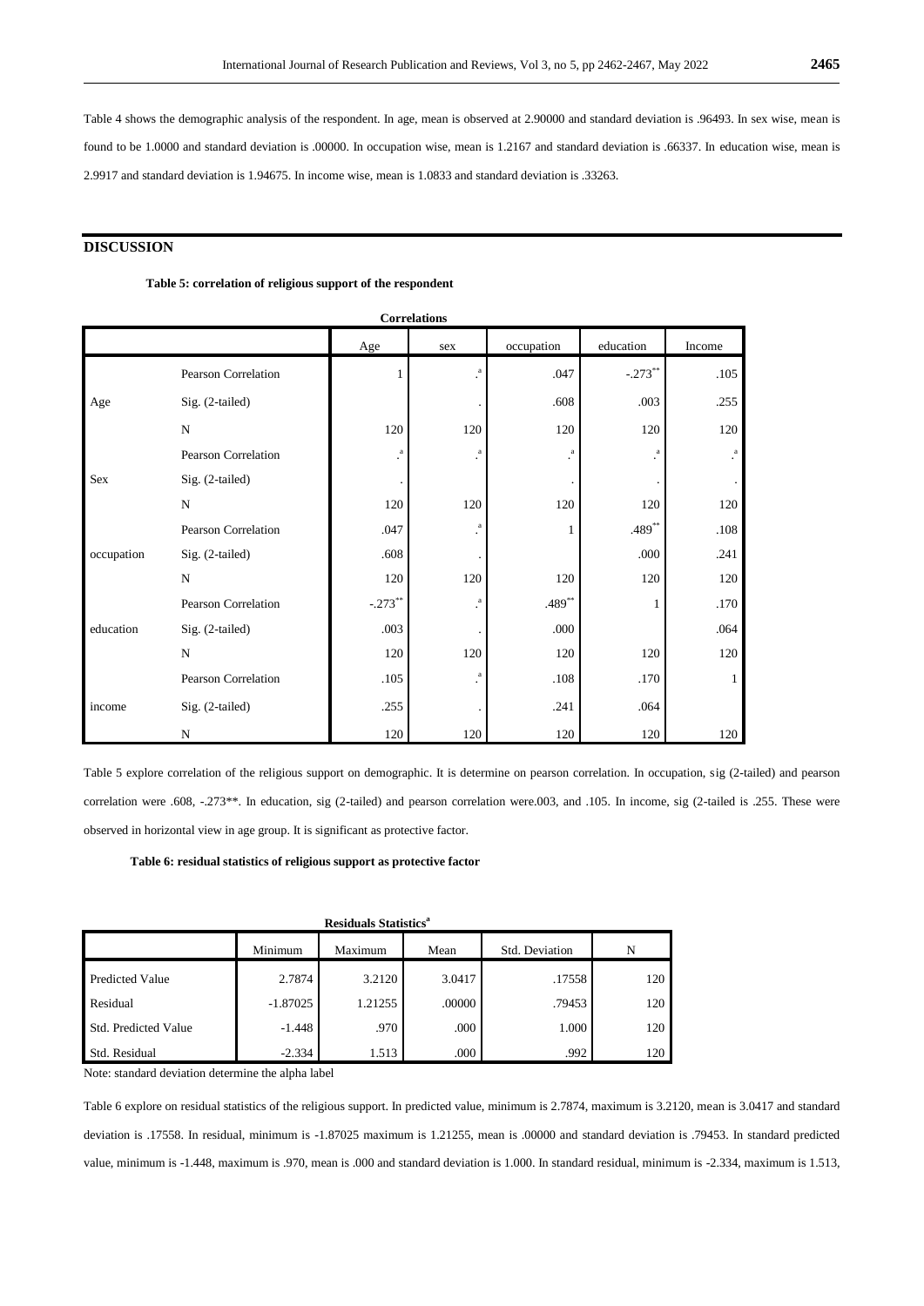Table 4 shows the demographic analysis of the respondent. In age, mean is observed at 2.90000 and standard deviation is .96493. In sex wise, mean is found to be 1.0000 and standard deviation is .00000. In occupation wise, mean is 1.2167 and standard deviation is .66337. In education wise, mean is 2.9917 and standard deviation is 1.94675. In income wise, mean is 1.0833 and standard deviation is .33263.

## DISCUSSION

**Table 5: correlation of religious support of the respondent**

**Correlations**

| | | Age | sex | occupation | education | Income |
|---|---|---|---|---|---|---|
| Age | Pearson Correlation | 1 | .[a] | .047 | -.273** | .105 |
| | Sig. (2-tailed) | | . | .608 | .003 | .255 |
| | N | 120 | 120 | 120 | 120 | 120 |
| Sex | Pearson Correlation | .[a] | .[a] | .[a] | .[a] | .[a] |
| | Sig. (2-tailed) | . | | . | . | . |
| | N | 120 | 120 | 120 | 120 | 120 |
| occupation | Pearson Correlation | .047 | .[a] | 1 | .489** | .108 |
| | Sig. (2-tailed) | .608 | . | | .000 | .241 |
| | N | 120 | 120 | 120 | 120 | 120 |
| education | Pearson Correlation | -.273** | .[a] | .489** | 1 | .170 |
| | Sig. (2-tailed) | .003 | . | .000 | | .064 |
| | N | 120 | 120 | 120 | 120 | 120 |
| income | Pearson Correlation | .105 | .[a] | .108 | .170 | 1 |
| | Sig. (2-tailed) | .255 | . | .241 | .064 | |
| | N | 120 | 120 | 120 | 120 | 120 |

Table 5 explore correlation of the religious support on demographic. It is determine on pearson correlation. In occupation, sig (2-tailed) and pearson correlation were .608, -.273**. In education, sig (2-tailed) and pearson correlation were.003, and .105. In income, sig (2-tailed is .255. These were observed in horizontal view in age group. It is significant as protective factor.

**Table 6: residual statistics of religious support as protective factor**

**Residuals Statistics[a]**

| | Minimum | Maximum | Mean | Std. Deviation | N |
|---|---|---|---|---|---|
| Predicted Value | 2.7874 | 3.2120 | 3.0417 | .17558 | 120 |
| Residual | -1.87025 | 1.21255 | .00000 | .79453 | 120 |
| Std. Predicted Value | -1.448 | .970 | .000 | 1.000 | 120 |
| Std. Residual | -2.334 | 1.513 | .000 | .992 | 120 |

Note: standard deviation determine the alpha label

Table 6 explore on residual statistics of the religious support. In predicted value, minimum is 2.7874, maximum is 3.2120, mean is 3.0417 and standard deviation is .17558. In residual, minimum is -1.87025 maximum is 1.21255, mean is .00000 and standard deviation is .79453. In standard predicted value, minimum is -1.448, maximum is .970, mean is .000 and standard deviation is 1.000. In standard residual, minimum is -2.334, maximum is 1.513,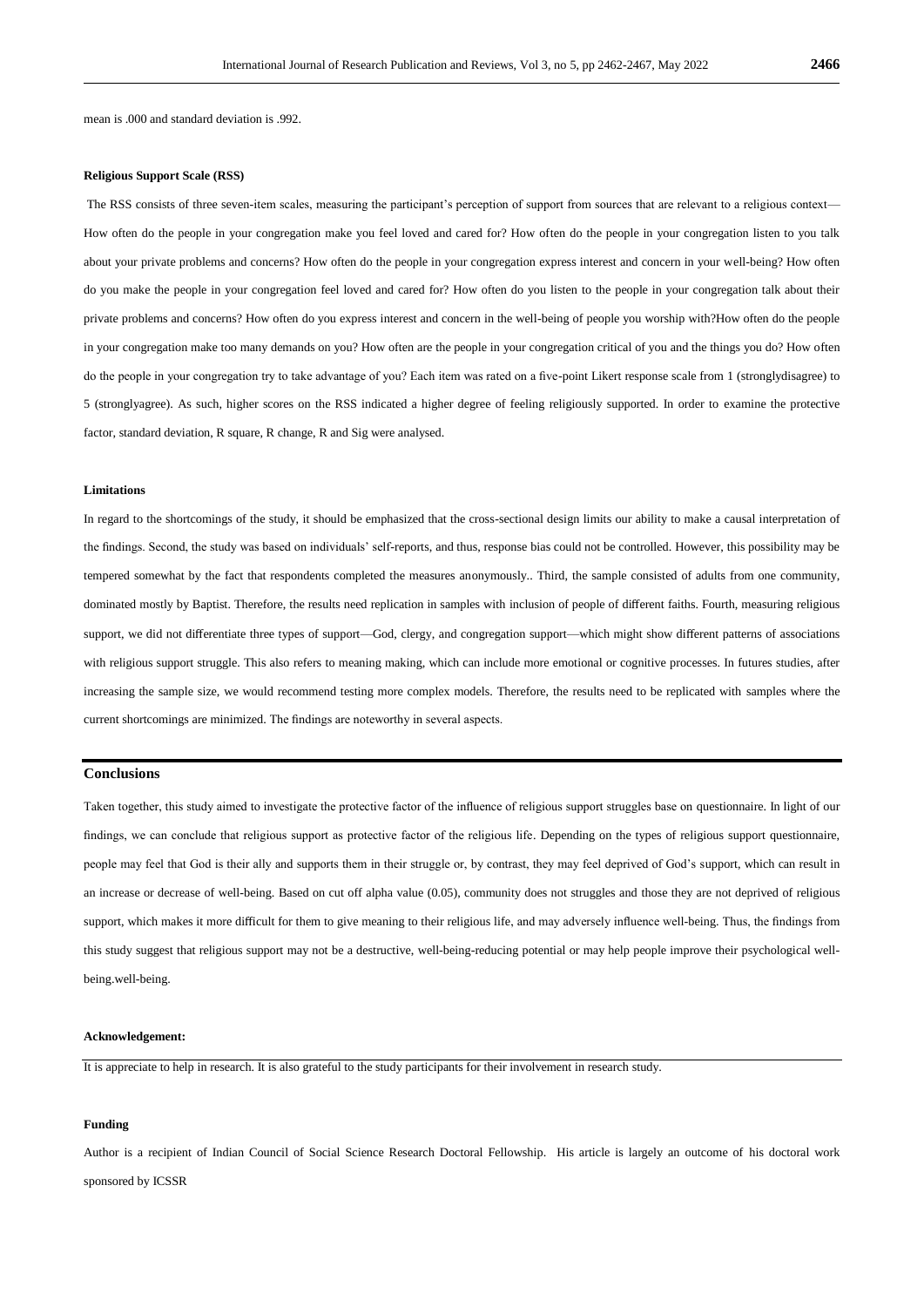mean is .000 and standard deviation is .992.

**Religious Support Scale (RSS)**

The RSS consists of three seven-item scales, measuring the participant's perception of support from sources that are relevant to a religious context—How often do the people in your congregation make you feel loved and cared for? How often do the people in your congregation listen to you talk about your private problems and concerns? How often do the people in your congregation express interest and concern in your well-being? How often do you make the people in your congregation feel loved and cared for? How often do you listen to the people in your congregation talk about their private problems and concerns? How often do you express interest and concern in the well-being of people you worship with?How often do the people in your congregation make too many demands on you? How often are the people in your congregation critical of you and the things you do? How often do the people in your congregation try to take advantage of you? Each item was rated on a five-point Likert response scale from 1 (stronglydisagree) to 5 (stronglyagree). As such, higher scores on the RSS indicated a higher degree of feeling religiously supported. In order to examine the protective factor, standard deviation, R square, R change, R and Sig were analysed.

**Limitations**

In regard to the shortcomings of the study, it should be emphasized that the cross-sectional design limits our ability to make a causal interpretation of the findings. Second, the study was based on individuals' self-reports, and thus, response bias could not be controlled. However, this possibility may be tempered somewhat by the fact that respondents completed the measures anonymously.. Third, the sample consisted of adults from one community, dominated mostly by Baptist. Therefore, the results need replication in samples with inclusion of people of different faiths. Fourth, measuring religious support, we did not differentiate three types of support—God, clergy, and congregation support—which might show different patterns of associations with religious support struggle. This also refers to meaning making, which can include more emotional or cognitive processes. In futures studies, after increasing the sample size, we would recommend testing more complex models. Therefore, the results need to be replicated with samples where the current shortcomings are minimized. The findings are noteworthy in several aspects.

## Conclusions

Taken together, this study aimed to investigate the protective factor of the influence of religious support struggles base on questionnaire. In light of our findings, we can conclude that religious support as protective factor of the religious life. Depending on the types of religious support questionnaire, people may feel that God is their ally and supports them in their struggle or, by contrast, they may feel deprived of God's support, which can result in an increase or decrease of well-being. Based on cut off alpha value (0.05), community does not struggles and those they are not deprived of religious support, which makes it more difficult for them to give meaning to their religious life, and may adversely influence well-being. Thus, the findings from this study suggest that religious support may not be a destructive, well-being-reducing potential or may help people improve their psychological well-being.well-being.

**Acknowledgement:**

It is appreciate to help in research. It is also grateful to the study participants for their involvement in research study.

**Funding**

Author is a recipient of Indian Council of Social Science Research Doctoral Fellowship. His article is largely an outcome of his doctoral work sponsored by ICSSR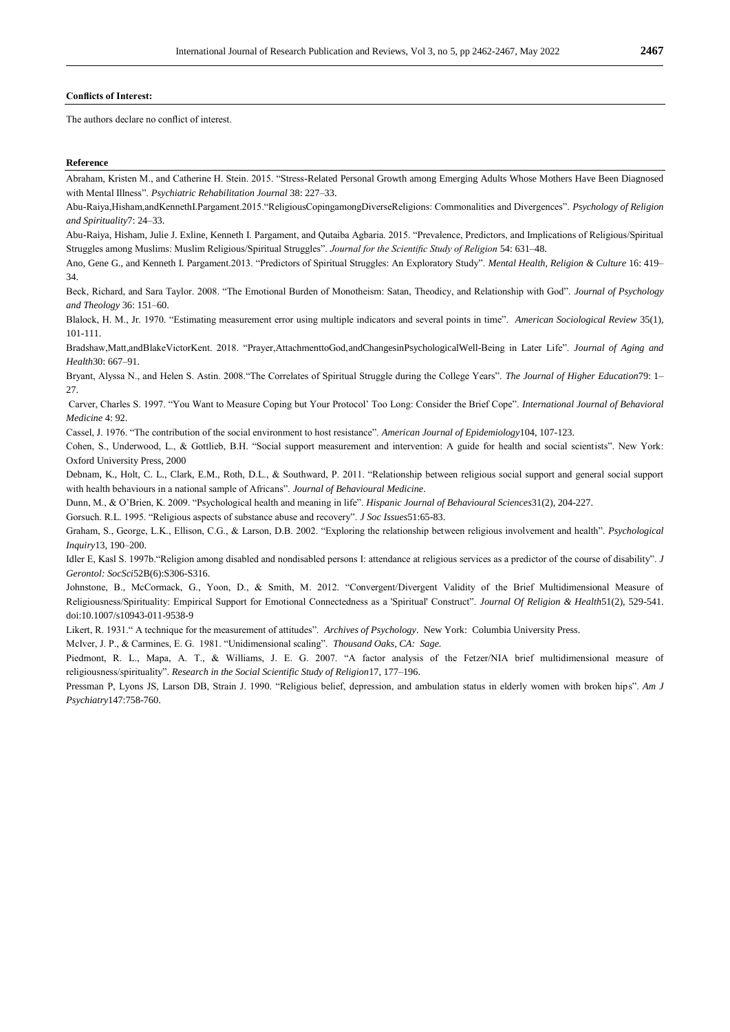**Conflicts of Interest:**

The authors declare no conflict of interest.

**Reference**

Abraham, Kristen M., and Catherine H. Stein. 2015. "Stress-Related Personal Growth among Emerging Adults Whose Mothers Have Been Diagnosed with Mental Illness". *Psychiatric Rehabilitation Journal* 38: 227–33.

Abu-Raiya,Hisham,andKennethI.Pargament.2015."ReligiousCopingamongDiverseReligions: Commonalities and Divergences". *Psychology of Religion and Spirituality*7: 24–33.

Abu-Raiya, Hisham, Julie J. Exline, Kenneth I. Pargament, and Qutaiba Agbaria. 2015. "Prevalence, Predictors, and Implications of Religious/Spiritual Struggles among Muslims: Muslim Religious/Spiritual Struggles". *Journal for the Scientific Study of Religion* 54: 631–48.

Ano, Gene G., and Kenneth I. Pargament.2013. "Predictors of Spiritual Struggles: An Exploratory Study". *Mental Health, Religion & Culture* 16: 419–34.

Beck, Richard, and Sara Taylor. 2008. "The Emotional Burden of Monotheism: Satan, Theodicy, and Relationship with God". *Journal of Psychology and Theology* 36: 151–60.

Blalock, H. M., Jr. 1970. "Estimating measurement error using multiple indicators and several points in time". *American Sociological Review* 35(1), 101-111.

Bradshaw,Matt,andBlakeVictorKent. 2018. "Prayer,AttachmenttoGod,andChangesinPsychologicalWell-Being in Later Life". *Journal of Aging and Health*30: 667–91.

Bryant, Alyssa N., and Helen S. Astin. 2008."The Correlates of Spiritual Struggle during the College Years". *The Journal of Higher Education*79: 1–27.

Carver, Charles S. 1997. "You Want to Measure Coping but Your Protocol' Too Long: Consider the Brief Cope". *International Journal of Behavioral Medicine* 4: 92.

Cassel, J. 1976. "The contribution of the social environment to host resistance". *American Journal of Epidemiology*104, 107-123.

Cohen, S., Underwood, L., & Gottlieb, B.H. "Social support measurement and intervention: A guide for health and social scientists". New York: Oxford University Press, 2000

Debnam, K., Holt, C. L., Clark, E.M., Roth, D.L., & Southward, P. 2011. "Relationship between religious social support and general social support with health behaviours in a national sample of Africans". *Journal of Behavioural Medicine*.

Dunn, M., & O'Brien, K. 2009. "Psychological health and meaning in life". *Hispanic Journal of Behavioural Sciences*31(2), 204-227.

Gorsuch. R.L. 1995. "Religious aspects of substance abuse and recovery". *J Soc Issues*51:65-83.

Graham, S., George, L.K., Ellison, C.G., & Larson, D.B. 2002. "Exploring the relationship between religious involvement and health". *Psychological Inquiry*13, 190–200.

Idler E, Kasl S. 1997b."Religion among disabled and nondisabled persons I: attendance at religious services as a predictor of the course of disability". *J Gerontol: SocSci*52B(6):S306-S316.

Johnstone, B., McCormack, G., Yoon, D., & Smith, M. 2012. "Convergent/Divergent Validity of the Brief Multidimensional Measure of Religiousness/Spirituality: Empirical Support for Emotional Connectedness as a 'Spiritual' Construct". *Journal Of Religion & Health*51(2), 529-541. doi:10.1007/s10943-011-9538-9

Likert, R. 1931." A technique for the measurement of attitudes". *Archives of Psychology*. New York: Columbia University Press.

McIver, J. P., & Carmines, E. G. 1981. "Unidimensional scaling". *Thousand Oaks, CA: Sage.*

Piedmont, R. L., Mapa, A. T., & Williams, J. E. G. 2007. "A factor analysis of the Fetzer/NIA brief multidimensional measure of religiousness/spirituality". *Research in the Social Scientific Study of Religion*17, 177–196.

Pressman P, Lyons JS, Larson DB, Strain J. 1990. "Religious belief, depression, and ambulation status in elderly women with broken hips". *Am J Psychiatry*147:758-760.